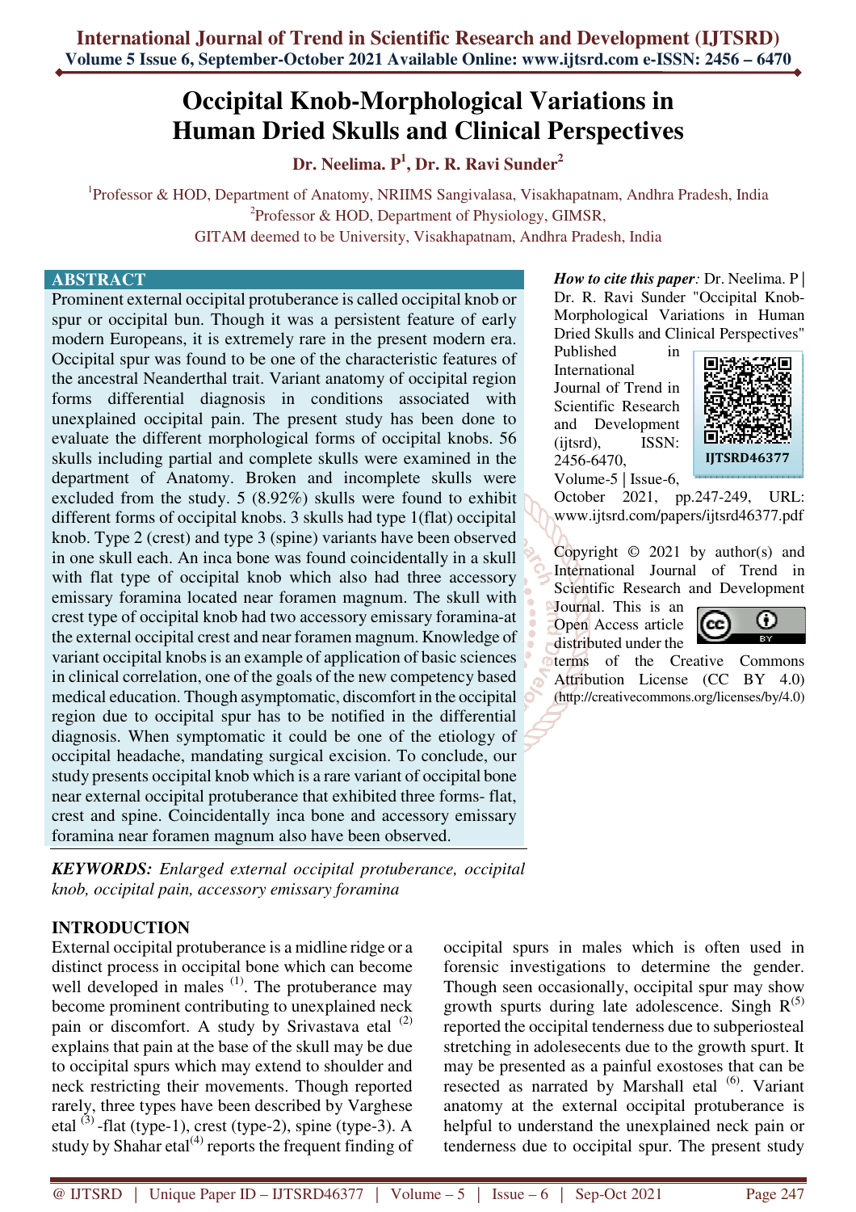# Occipital Knob-Morphological Variations in Human Dried Skulls and Clinical Perspectives

**Dr. Neelima. P[1], Dr. R. Ravi Sunder[2]**

[1]Professor & HOD, Department of Anatomy, NRIIMS Sangivalasa, Visakhapatnam, Andhra Pradesh, India
[2]Professor & HOD, Department of Physiology, GIMSR, GITAM deemed to be University, Visakhapatnam, Andhra Pradesh, India

## ABSTRACT

Prominent external occipital protuberance is called occipital knob or spur or occipital bun. Though it was a persistent feature of early modern Europeans, it is extremely rare in the present modern era. Occipital spur was found to be one of the characteristic features of the ancestral Neanderthal trait. Variant anatomy of occipital region forms differential diagnosis in conditions associated with unexplained occipital pain. The present study has been done to evaluate the different morphological forms of occipital knobs. 56 skulls including partial and complete skulls were examined in the department of Anatomy. Broken and incomplete skulls were excluded from the study. 5 (8.92%) skulls were found to exhibit different forms of occipital knobs. 3 skulls had type 1(flat) occipital knob. Type 2 (crest) and type 3 (spine) variants have been observed in one skull each. An inca bone was found coincidentally in a skull with flat type of occipital knob which also had three accessory emissary foramina located near foramen magnum. The skull with crest type of occipital knob had two accessory emissary foramina-at the external occipital crest and near foramen magnum. Knowledge of variant occipital knobs is an example of application of basic sciences in clinical correlation, one of the goals of the new competency based medical education. Though asymptomatic, discomfort in the occipital region due to occipital spur has to be notified in the differential diagnosis. When symptomatic it could be one of the etiology of occipital headache, mandating surgical excision. To conclude, our study presents occipital knob which is a rare variant of occipital bone near external occipital protuberance that exhibited three forms- flat, crest and spine. Coincidentally inca bone and accessory emissary foramina near foramen magnum also have been observed.

*How to cite this paper:* Dr. Neelima. P | Dr. R. Ravi Sunder "Occipital Knob-Morphological Variations in Human Dried Skulls and Clinical Perspectives" Published in International Journal of Trend in Scientific Research and Development (ijtsrd), ISSN: 2456-6470, Volume-5 | Issue-6, October 2021, pp.247-249, URL: www.ijtsrd.com/papers/ijtsrd46377.pdf

IJTSRD46377

Copyright © 2021 by author(s) and International Journal of Trend in Scientific Research and Development Journal. This is an Open Access article distributed under the terms of the Creative Commons Attribution License (CC BY 4.0) (http://creativecommons.org/licenses/by/4.0)

***KEYWORDS:*** *Enlarged external occipital protuberance, occipital knob, occipital pain, accessory emissary foramina*

## INTRODUCTION

External occipital protuberance is a midline ridge or a distinct process in occipital bone which can become well developed in males [1]. The protuberance may become prominent contributing to unexplained neck pain or discomfort. A study by Srivastava etal [2] explains that pain at the base of the skull may be due to occipital spurs which may extend to shoulder and neck restricting their movements. Though reported rarely, three types have been described by Varghese etal [3] -flat (type-1), crest (type-2), spine (type-3). A study by Shahar etal[4] reports the frequent finding of occipital spurs in males which is often used in forensic investigations to determine the gender. Though seen occasionally, occipital spur may show growth spurts during late adolescence. Singh R[5] reported the occipital tenderness due to subperiosteal stretching in adolescents due to the growth spurt. It may be presented as a painful exostoses that can be resected as narrated by Marshall etal [6]. Variant anatomy at the external occipital protuberance is helpful to understand the unexplained neck pain or tenderness due to occipital spur. The present study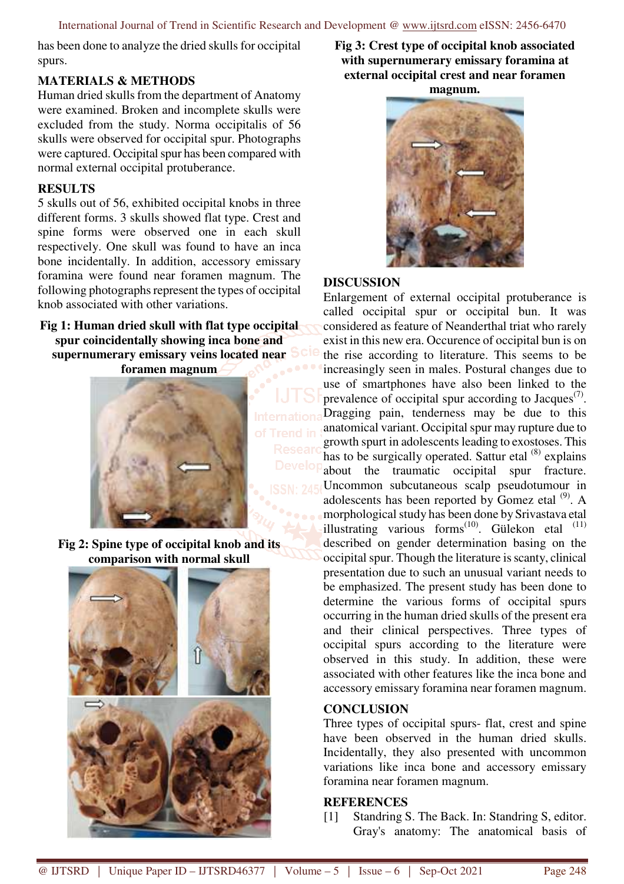has been done to analyze the dried skulls for occipital spurs.

## MATERIALS & METHODS

Human dried skulls from the department of Anatomy were examined. Broken and incomplete skulls were excluded from the study. Norma occipitalis of 56 skulls were observed for occipital spur. Photographs were captured. Occipital spur has been compared with normal external occipital protuberance.

## RESULTS

5 skulls out of 56, exhibited occipital knobs in three different forms. 3 skulls showed flat type. Crest and spine forms were observed one in each skull respectively. One skull was found to have an inca bone incidentally. In addition, accessory emissary foramina were found near foramen magnum. The following photographs represent the types of occipital knob associated with other variations.

**Fig 1: Human dried skull with flat type occipital spur coincidentally showing inca bone and supernumerary emissary veins located near foramen magnum**

**Fig 2: Spine type of occipital knob and its comparison with normal skull**

**Fig 3: Crest type of occipital knob associated with supernumerary emissary foramina at external occipital crest and near foramen magnum.**

## DISCUSSION

Enlargement of external occipital protuberance is called occipital spur or occipital bun. It was considered as feature of Neanderthal triat who rarely exist in this new era. Occurence of occipital bun is on the rise according to literature. This seems to be increasingly seen in males. Postural changes due to use of smartphones have also been linked to the prevalence of occipital spur according to Jacques[7]. Dragging pain, tenderness may be due to this anatomical variant. Occipital spur may rupture due to growth spurt in adolescents leading to exostoses. This has to be surgically operated. Sattur etal [8] explains about the traumatic occipital spur fracture. Uncommon subcutaneous scalp pseudotumour in adolescents has been reported by Gomez etal [9]. A morphological study has been done by Srivastava etal illustrating various forms[10]. Gülekon etal [11] described on gender determination basing on the occipital spur. Though the literature is scanty, clinical presentation due to such an unusual variant needs to be emphasized. The present study has been done to determine the various forms of occipital spurs occurring in the human dried skulls of the present era and their clinical perspectives. Three types of occipital spurs according to the literature were observed in this study. In addition, these were associated with other features like the inca bone and accessory emissary foramina near foramen magnum.

## CONCLUSION

Three types of occipital spurs- flat, crest and spine have been observed in the human dried skulls. Incidentally, they also presented with uncommon variations like inca bone and accessory emissary foramina near foramen magnum.

## REFERENCES

[1] Standring S. The Back. In: Standring S, editor. Gray's anatomy: The anatomical basis of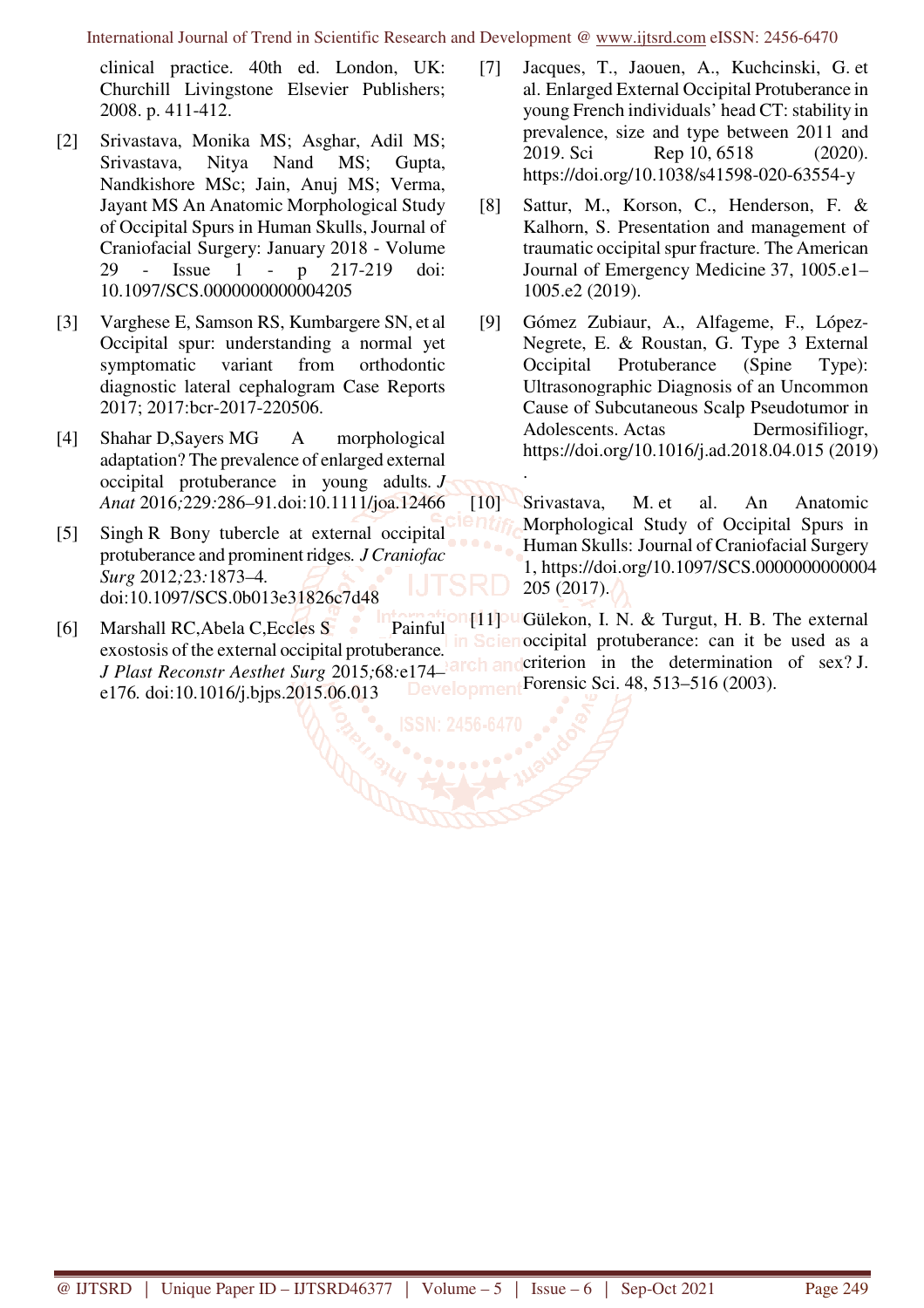clinical practice. 40th ed. London, UK: Churchill Livingstone Elsevier Publishers; 2008. p. 411-412.

[2] Srivastava, Monika MS; Asghar, Adil MS; Srivastava, Nitya Nand MS; Gupta, Nandkishore MSc; Jain, Anuj MS; Verma, Jayant MS An Anatomic Morphological Study of Occipital Spurs in Human Skulls, Journal of Craniofacial Surgery: January 2018 - Volume 29 - Issue 1 - p 217-219 doi: 10.1097/SCS.0000000000004205

[3] Varghese E, Samson RS, Kumbargere SN, et al Occipital spur: understanding a normal yet symptomatic variant from orthodontic diagnostic lateral cephalogram Case Reports 2017; 2017:bcr-2017-220506.

[4] Shahar D,Sayers MG A morphological adaptation? The prevalence of enlarged external occipital protuberance in young adults. *J Anat* 2016*;*229*:*286–91.doi:10.1111/joa.12466

[5] Singh R Bony tubercle at external occipital protuberance and prominent ridges*. J Craniofac Surg* 2012*;*23*:*1873–4. doi:10.1097/SCS.0b013e31826c7d48

[6] Marshall RC,Abela C,Eccles S Painful exostosis of the external occipital protuberance*. J Plast Reconstr Aesthet Surg* 2015*;*68*:*e174–e176*.* doi:10.1016/j.bjps.2015.06.013

[7] Jacques, T., Jaouen, A., Kuchcinski, G. et al. Enlarged External Occipital Protuberance in young French individuals' head CT: stability in prevalence, size and type between 2011 and 2019. Sci Rep 10, 6518 (2020). https://doi.org/10.1038/s41598-020-63554-y

[8] Sattur, M., Korson, C., Henderson, F. & Kalhorn, S. Presentation and management of traumatic occipital spur fracture. The American Journal of Emergency Medicine 37, 1005.e1–1005.e2 (2019).

[9] Gómez Zubiaur, A., Alfageme, F., López-Negrete, E. & Roustan, G. Type 3 External Occipital Protuberance (Spine Type): Ultrasonographic Diagnosis of an Uncommon Cause of Subcutaneous Scalp Pseudotumor in Adolescents. Actas Dermosifiliogr, https://doi.org/10.1016/j.ad.2018.04.015 (2019) .

[10] Srivastava, M. et al. An Anatomic Morphological Study of Occipital Spurs in Human Skulls: Journal of Craniofacial Surgery 1, https://doi.org/10.1097/SCS.0000000000004205 (2017).

[11] Gülekon, I. N. & Turgut, H. B. The external occipital protuberance: can it be used as a criterion in the determination of sex? J. Forensic Sci. 48, 513–516 (2003).